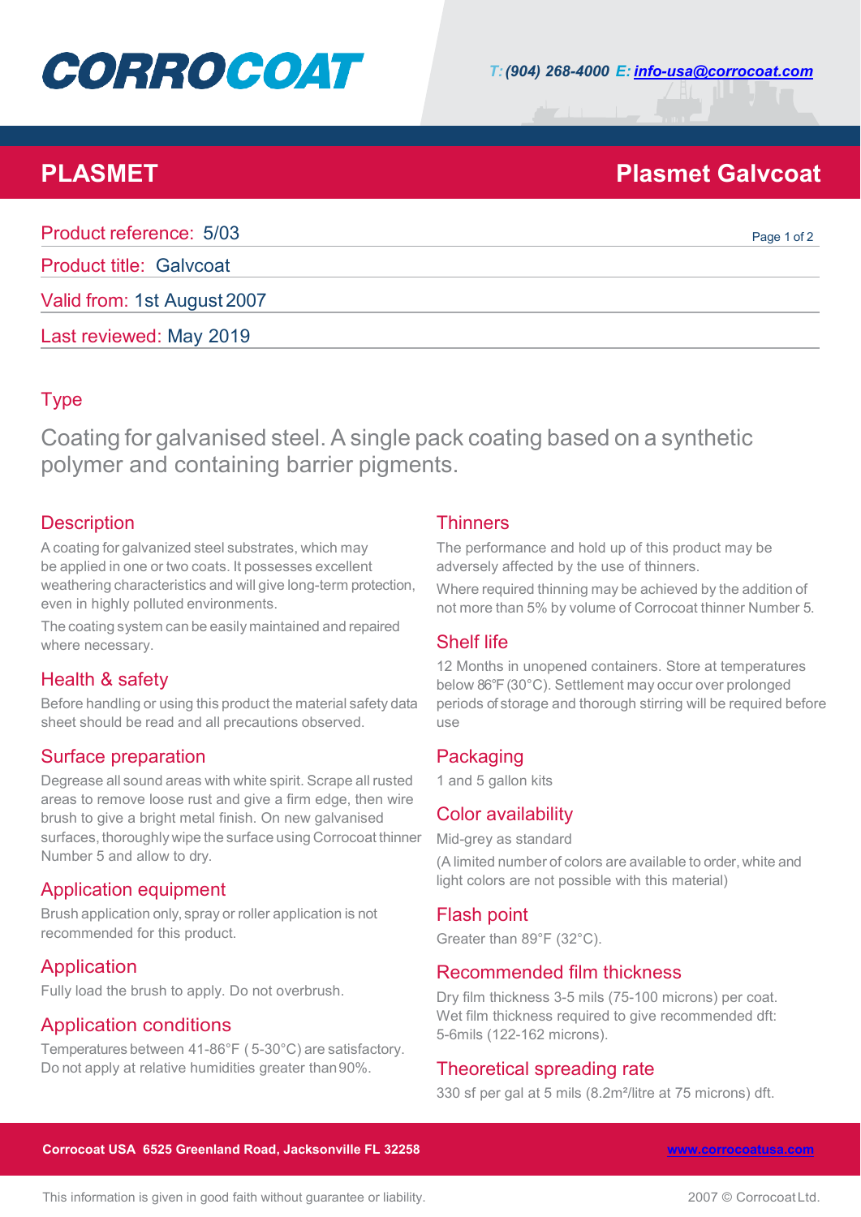# CORROCOAT

T: (904) 268-4000 E: info-usa@corrocoat.com

## PLASMET

## Plasmet Galvcoat

Product reference: 5/03

Product title: Galvcoat

Valid from: 1st August 2007

Last reviewed: May 2019

### Type

Coating for galvanised steel. A single pack coating based on a synthetic polymer and containing barrier pigments.

### Description

A coating for galvanized steel substrates, which may be applied in one or two coats. It possesses excellent weathering characteristics and will give long-term protection, even in highly polluted environments.

The coating system can be easily maintained and repaired where necessary.

### Health & safety

Before handling or using this product the material safety data sheet should be read and all precautions observed.

### Surface preparation

Degrease all sound areas with white spirit. Scrape all rusted areas to remove loose rust and give a firm edge, then wire brush to give a bright metal finish. On new galvanised surfaces, thoroughly wipe the surface using Corrocoat thinner Number 5 and allow to dry.

### Application equipment

Brush application only, spray or roller application is not recommended for this product.

### Application

Fully load the brush to apply. Do not overbrush.

### Application conditions

Temperatures between 41-86°F ( 5-30°C) are satisfactory. Do not apply at relative humidities greater than 90%.

### Thinners

The performance and hold up of this product may be adversely affected by the use of thinners.

Where required thinning may be achieved by the addition of not more than 5% by volume of Corrocoat thinner Number 5.

### Shelf life

12 Months in unopened containers. Store at temperatures below 86°F (30°C). Settlement may occur over prolonged periods of storage and thorough stirring will be required before use

### Packaging

1 and 5 gallon kits

### Color availability

Mid-grey as standard

(A limited number of colors are available to order, white and light colors are not possible with this material)

### Flash point

Greater than 89°F (32°C).

### Recommended film thickness

Dry film thickness 3-5 mils (75-100 microns) per coat. Wet film thickness required to give recommended dft: 5-6mils (122-162 microns).

### Theoretical spreading rate

330 sf per gal at 5 mils (8.2m²/litre at 75 microns) dft.

**Corrocoat USA 6525 Greenland Road, Jacksonville FL 32258** www.corrocoatusa.com

This information is given in good faith without guarantee or liability. 2007 © Corrocoat Ltd.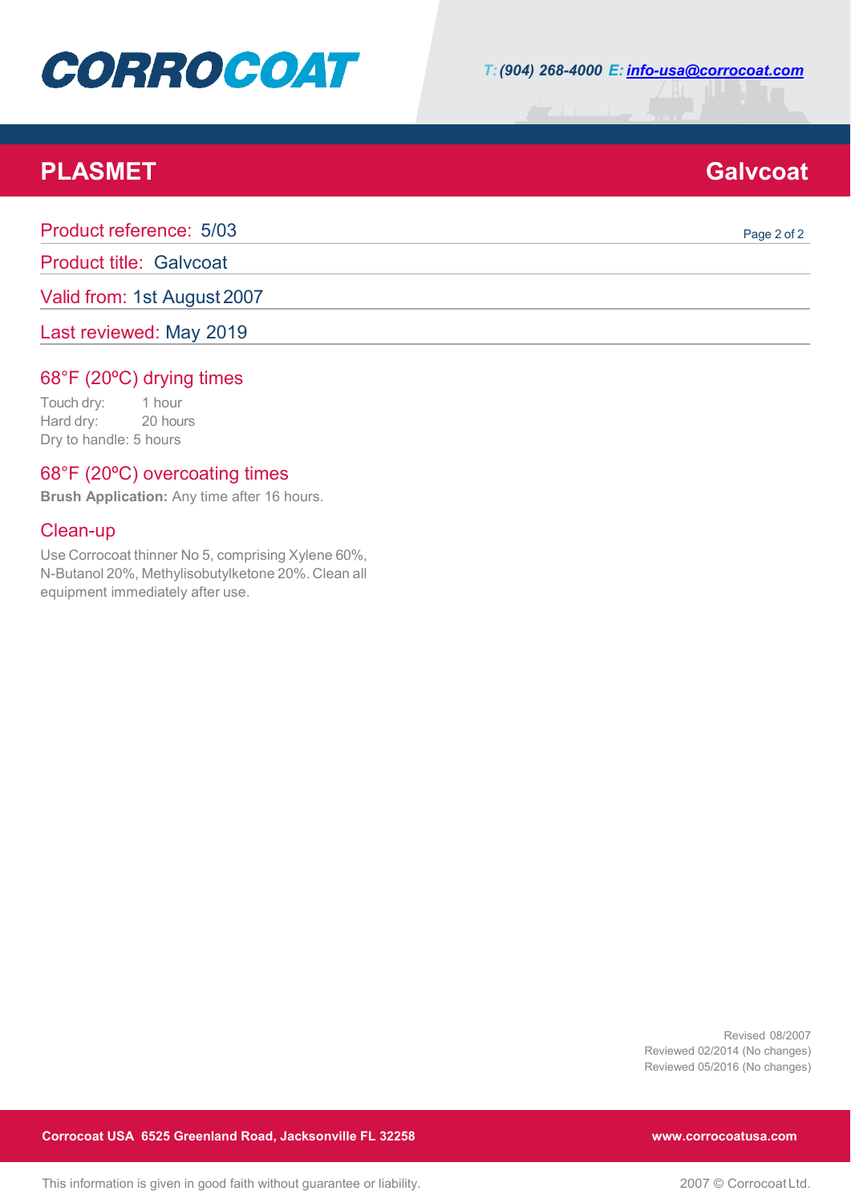## PLASMET — Galvcoat

Product reference: 5/03

Product title: Galvcoat

Valid from: 1st August 2007

Last reviewed: May 2019

### 68°F (20ºC) drying times

Touch dry: 1 hour
Hard dry: 20 hours
Dry to handle: 5 hours

### 68°F (20ºC) overcoating times

**Brush Application:** Any time after 16 hours.

### Clean-up

Use Corrocoat thinner No 5, comprising Xylene 60%, N-Butanol 20%, Methylisobutylketone 20%. Clean all equipment immediately after use.

Revised 08/2007
Reviewed 02/2014 (No changes)
Reviewed 05/2016 (No changes)

This information is given in good faith without guarantee or liability.